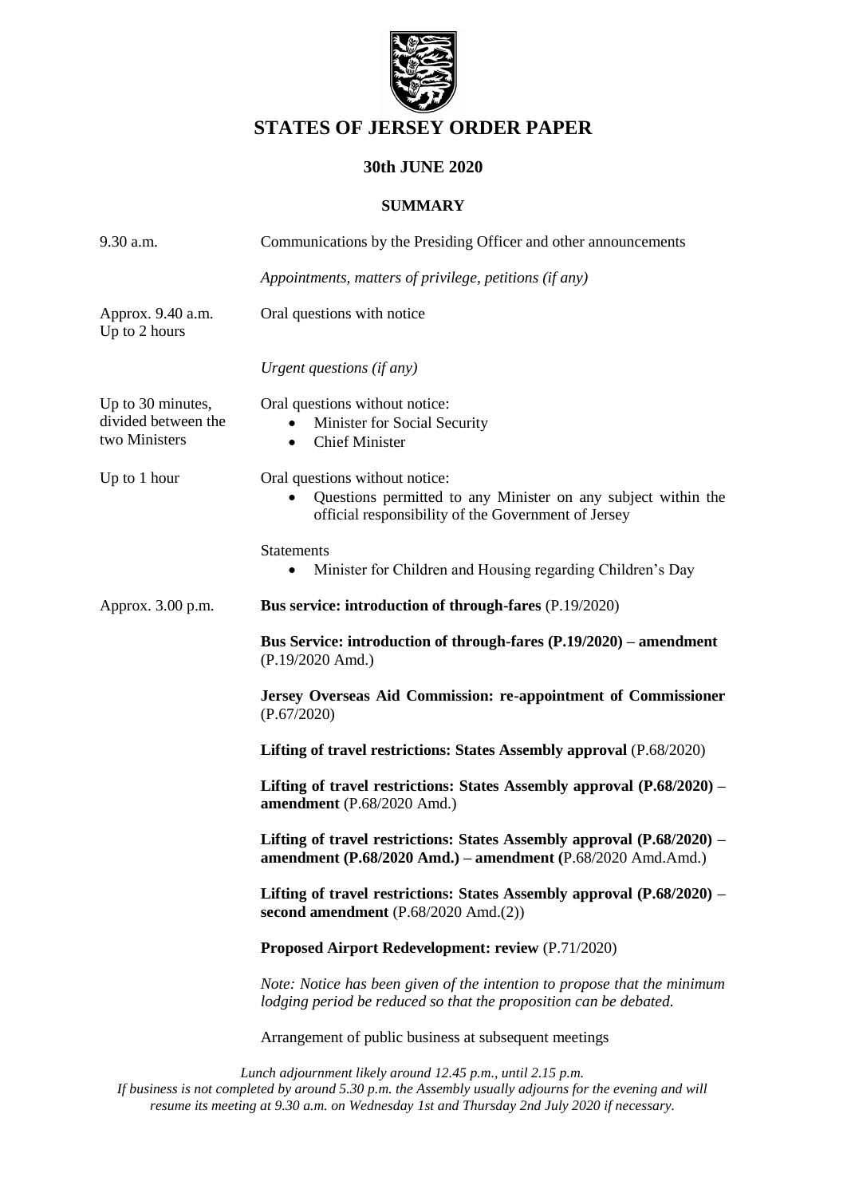# STATES OF JERSEY ORDER PAPER

## 30th JUNE 2020

### SUMMARY

| | |
|---|---|
| 9.30 a.m. | Communications by the Presiding Officer and other announcements |
| | *Appointments, matters of privilege, petitions (if any)* |
| Approx. 9.40 a.m. Up to 2 hours | Oral questions with notice |
| | *Urgent questions (if any)* |
| Up to 30 minutes, divided between the two Ministers | Oral questions without notice: <br>• Minister for Social Security <br>• Chief Minister |
| Up to 1 hour | Oral questions without notice: <br>• Questions permitted to any Minister on any subject within the official responsibility of the Government of Jersey |
| | Statements <br>• Minister for Children and Housing regarding Children's Day |
| Approx. 3.00 p.m. | **Bus service: introduction of through-fares** (P.19/2020) |
| | **Bus Service: introduction of through-fares (P.19/2020) – amendment** (P.19/2020 Amd.) |
| | **Jersey Overseas Aid Commission: re-appointment of Commissioner** (P.67/2020) |
| | **Lifting of travel restrictions: States Assembly approval** (P.68/2020) |
| | **Lifting of travel restrictions: States Assembly approval (P.68/2020) – amendment** (P.68/2020 Amd.) |
| | **Lifting of travel restrictions: States Assembly approval (P.68/2020) – amendment (P.68/2020 Amd.) – amendment (**P.68/2020 Amd.Amd.) |
| | **Lifting of travel restrictions: States Assembly approval (P.68/2020) – second amendment** (P.68/2020 Amd.(2)) |
| | **Proposed Airport Redevelopment: review** (P.71/2020) |
| | *Note: Notice has been given of the intention to propose that the minimum lodging period be reduced so that the proposition can be debated.* |
| | Arrangement of public business at subsequent meetings |

*Lunch adjournment likely around 12.45 p.m., until 2.15 p.m.*
*If business is not completed by around 5.30 p.m. the Assembly usually adjourns for the evening and will resume its meeting at 9.30 a.m. on Wednesday 1st and Thursday 2nd July 2020 if necessary.*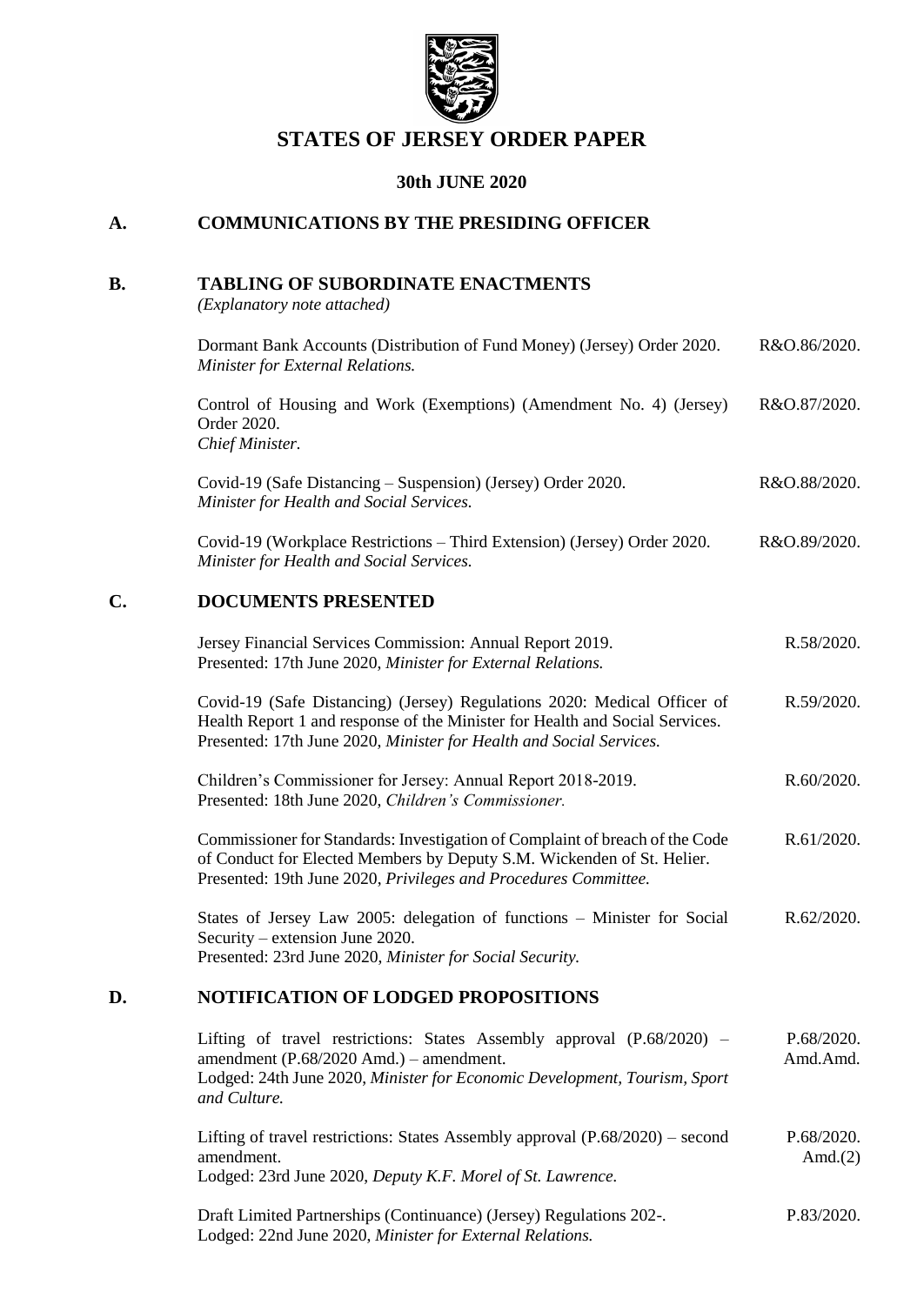# STATES OF JERSEY ORDER PAPER

## 30th JUNE 2020

## A. COMMUNICATIONS BY THE PRESIDING OFFICER

## B. TABLING OF SUBORDINATE ENACTMENTS

*(Explanatory note attached)*

| | |
|---|---|
| Dormant Bank Accounts (Distribution of Fund Money) (Jersey) Order 2020. *Minister for External Relations.* | R&O.86/2020. |
| Control of Housing and Work (Exemptions) (Amendment No. 4) (Jersey) Order 2020. *Chief Minister.* | R&O.87/2020. |
| Covid-19 (Safe Distancing – Suspension) (Jersey) Order 2020. *Minister for Health and Social Services.* | R&O.88/2020. |
| Covid-19 (Workplace Restrictions – Third Extension) (Jersey) Order 2020. *Minister for Health and Social Services.* | R&O.89/2020. |

## C. DOCUMENTS PRESENTED

| | |
|---|---|
| Jersey Financial Services Commission: Annual Report 2019. Presented: 17th June 2020, *Minister for External Relations.* | R.58/2020. |
| Covid-19 (Safe Distancing) (Jersey) Regulations 2020: Medical Officer of Health Report 1 and response of the Minister for Health and Social Services. Presented: 17th June 2020, *Minister for Health and Social Services.* | R.59/2020. |
| Children's Commissioner for Jersey: Annual Report 2018-2019. Presented: 18th June 2020, *Children's Commissioner.* | R.60/2020. |
| Commissioner for Standards: Investigation of Complaint of breach of the Code of Conduct for Elected Members by Deputy S.M. Wickenden of St. Helier. Presented: 19th June 2020, *Privileges and Procedures Committee.* | R.61/2020. |
| States of Jersey Law 2005: delegation of functions – Minister for Social Security – extension June 2020. Presented: 23rd June 2020, *Minister for Social Security.* | R.62/2020. |

## D. NOTIFICATION OF LODGED PROPOSITIONS

| | |
|---|---|
| Lifting of travel restrictions: States Assembly approval (P.68/2020) – amendment (P.68/2020 Amd.) – amendment. Lodged: 24th June 2020, *Minister for Economic Development, Tourism, Sport and Culture.* | P.68/2020. Amd.Amd. |
| Lifting of travel restrictions: States Assembly approval (P.68/2020) – second amendment. Lodged: 23rd June 2020, *Deputy K.F. Morel of St. Lawrence.* | P.68/2020. Amd.(2) |
| Draft Limited Partnerships (Continuance) (Jersey) Regulations 202-. Lodged: 22nd June 2020, *Minister for External Relations.* | P.83/2020. |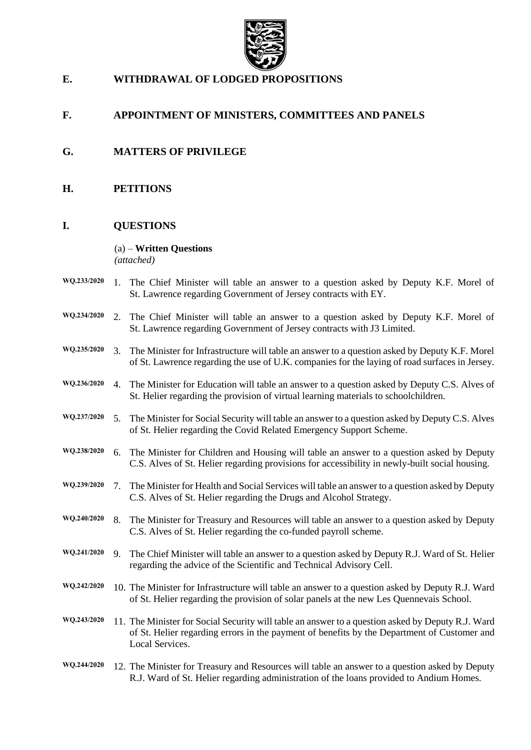## E. WITHDRAWAL OF LODGED PROPOSITIONS

## F. APPOINTMENT OF MINISTERS, COMMITTEES AND PANELS

## G. MATTERS OF PRIVILEGE

## H. PETITIONS

## I. QUESTIONS

(a) – **Written Questions**
*(attached)*

**WQ.233/2020** 1. The Chief Minister will table an answer to a question asked by Deputy K.F. Morel of St. Lawrence regarding Government of Jersey contracts with EY.

**WQ.234/2020** 2. The Chief Minister will table an answer to a question asked by Deputy K.F. Morel of St. Lawrence regarding Government of Jersey contracts with J3 Limited.

**WQ.235/2020** 3. The Minister for Infrastructure will table an answer to a question asked by Deputy K.F. Morel of St. Lawrence regarding the use of U.K. companies for the laying of road surfaces in Jersey.

**WQ.236/2020** 4. The Minister for Education will table an answer to a question asked by Deputy C.S. Alves of St. Helier regarding the provision of virtual learning materials to schoolchildren.

**WQ.237/2020** 5. The Minister for Social Security will table an answer to a question asked by Deputy C.S. Alves of St. Helier regarding the Covid Related Emergency Support Scheme.

**WQ.238/2020** 6. The Minister for Children and Housing will table an answer to a question asked by Deputy C.S. Alves of St. Helier regarding provisions for accessibility in newly-built social housing.

**WQ.239/2020** 7. The Minister for Health and Social Services will table an answer to a question asked by Deputy C.S. Alves of St. Helier regarding the Drugs and Alcohol Strategy.

**WQ.240/2020** 8. The Minister for Treasury and Resources will table an answer to a question asked by Deputy C.S. Alves of St. Helier regarding the co-funded payroll scheme.

**WQ.241/2020** 9. The Chief Minister will table an answer to a question asked by Deputy R.J. Ward of St. Helier regarding the advice of the Scientific and Technical Advisory Cell.

**WQ.242/2020** 10. The Minister for Infrastructure will table an answer to a question asked by Deputy R.J. Ward of St. Helier regarding the provision of solar panels at the new Les Quennevais School.

**WQ.243/2020** 11. The Minister for Social Security will table an answer to a question asked by Deputy R.J. Ward of St. Helier regarding errors in the payment of benefits by the Department of Customer and Local Services.

**WQ.244/2020** 12. The Minister for Treasury and Resources will table an answer to a question asked by Deputy R.J. Ward of St. Helier regarding administration of the loans provided to Andium Homes.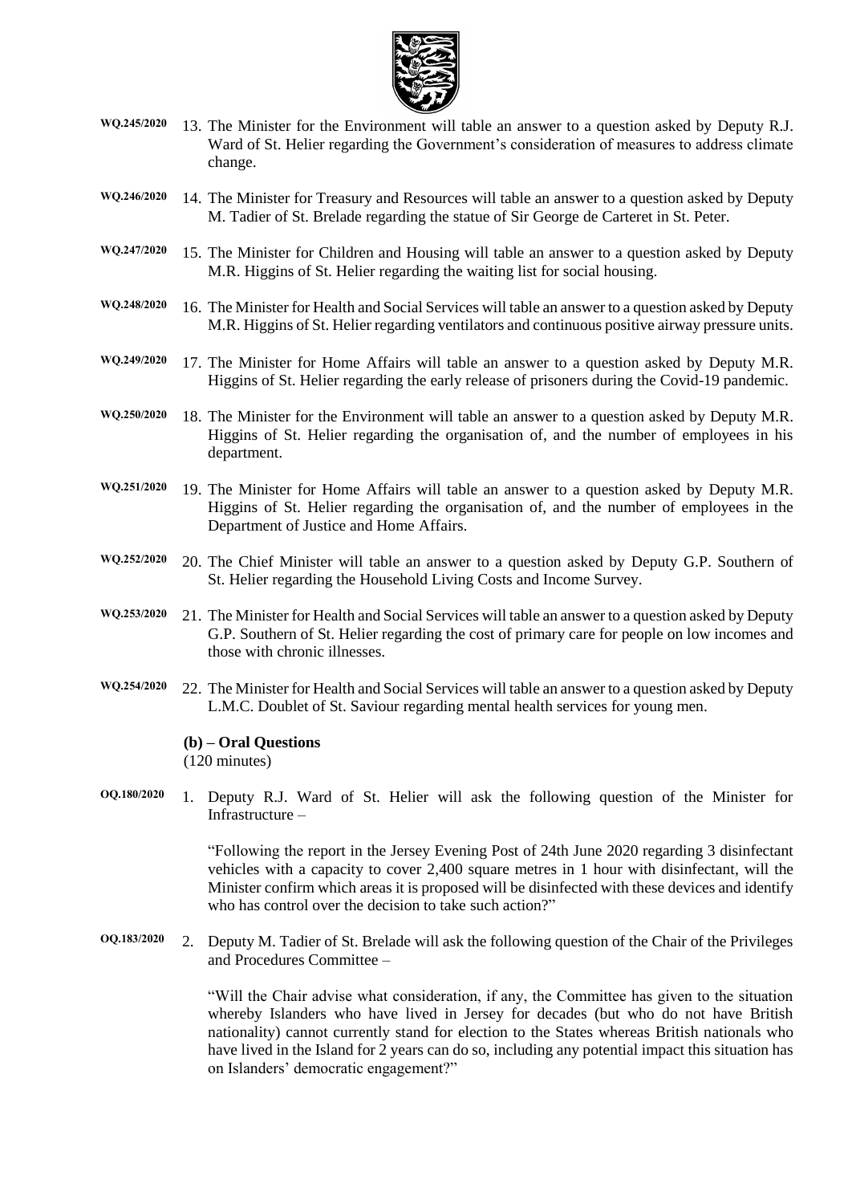WQ.245/2020 13. The Minister for the Environment will table an answer to a question asked by Deputy R.J. Ward of St. Helier regarding the Government's consideration of measures to address climate change.

WQ.246/2020 14. The Minister for Treasury and Resources will table an answer to a question asked by Deputy M. Tadier of St. Brelade regarding the statue of Sir George de Carteret in St. Peter.

WQ.247/2020 15. The Minister for Children and Housing will table an answer to a question asked by Deputy M.R. Higgins of St. Helier regarding the waiting list for social housing.

WQ.248/2020 16. The Minister for Health and Social Services will table an answer to a question asked by Deputy M.R. Higgins of St. Helier regarding ventilators and continuous positive airway pressure units.

WQ.249/2020 17. The Minister for Home Affairs will table an answer to a question asked by Deputy M.R. Higgins of St. Helier regarding the early release of prisoners during the Covid-19 pandemic.

WQ.250/2020 18. The Minister for the Environment will table an answer to a question asked by Deputy M.R. Higgins of St. Helier regarding the organisation of, and the number of employees in his department.

WQ.251/2020 19. The Minister for Home Affairs will table an answer to a question asked by Deputy M.R. Higgins of St. Helier regarding the organisation of, and the number of employees in the Department of Justice and Home Affairs.

WQ.252/2020 20. The Chief Minister will table an answer to a question asked by Deputy G.P. Southern of St. Helier regarding the Household Living Costs and Income Survey.

WQ.253/2020 21. The Minister for Health and Social Services will table an answer to a question asked by Deputy G.P. Southern of St. Helier regarding the cost of primary care for people on low incomes and those with chronic illnesses.

WQ.254/2020 22. The Minister for Health and Social Services will table an answer to a question asked by Deputy L.M.C. Doublet of St. Saviour regarding mental health services for young men.

**(b) – Oral Questions**
(120 minutes)

OQ.180/2020 1. Deputy R.J. Ward of St. Helier will ask the following question of the Minister for Infrastructure –

"Following the report in the Jersey Evening Post of 24th June 2020 regarding 3 disinfectant vehicles with a capacity to cover 2,400 square metres in 1 hour with disinfectant, will the Minister confirm which areas it is proposed will be disinfected with these devices and identify who has control over the decision to take such action?"

OQ.183/2020 2. Deputy M. Tadier of St. Brelade will ask the following question of the Chair of the Privileges and Procedures Committee –

"Will the Chair advise what consideration, if any, the Committee has given to the situation whereby Islanders who have lived in Jersey for decades (but who do not have British nationality) cannot currently stand for election to the States whereas British nationals who have lived in the Island for 2 years can do so, including any potential impact this situation has on Islanders' democratic engagement?"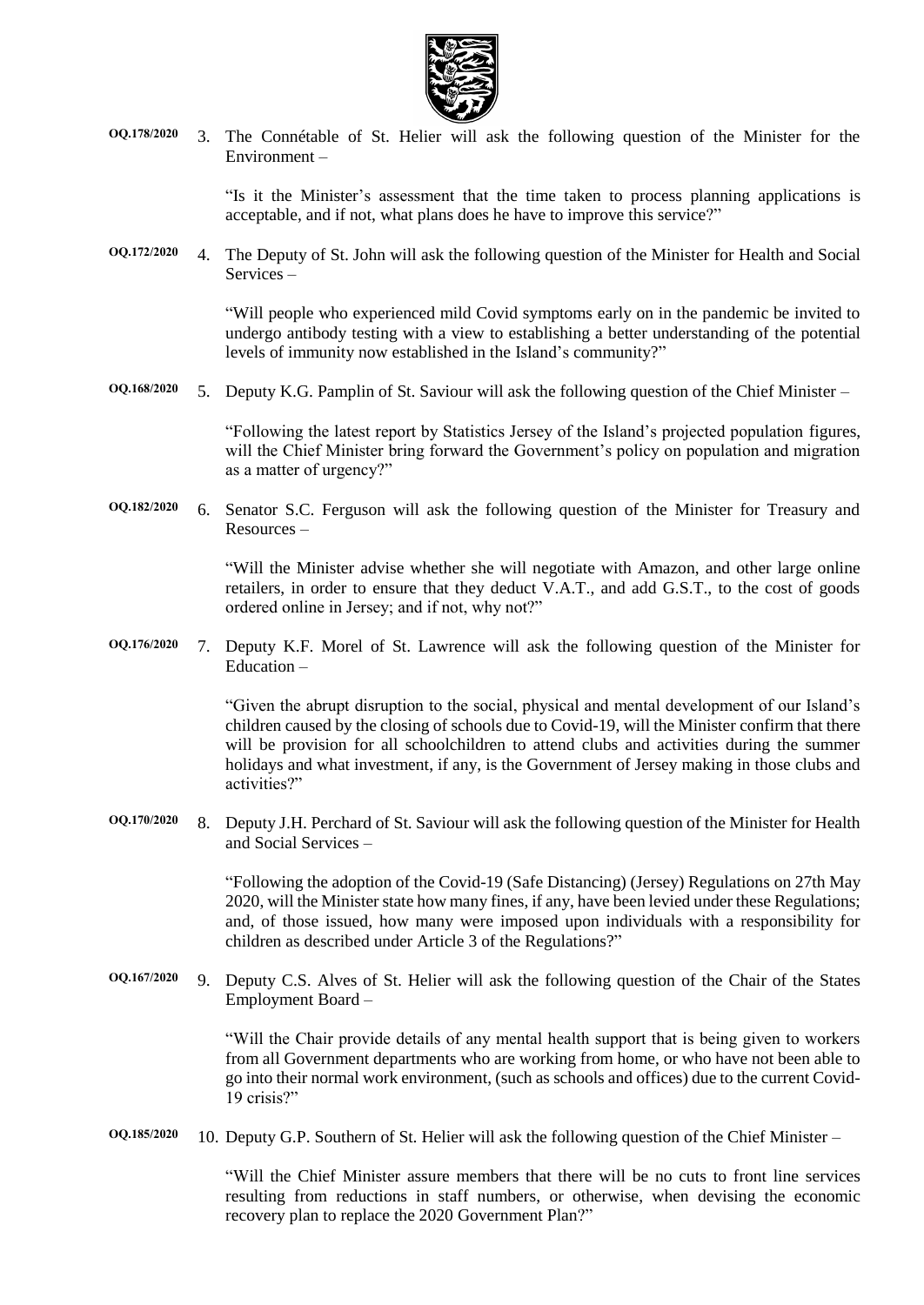**OQ.178/2020** 3. The Connétable of St. Helier will ask the following question of the Minister for the Environment –

"Is it the Minister's assessment that the time taken to process planning applications is acceptable, and if not, what plans does he have to improve this service?"

**OQ.172/2020** 4. The Deputy of St. John will ask the following question of the Minister for Health and Social Services –

"Will people who experienced mild Covid symptoms early on in the pandemic be invited to undergo antibody testing with a view to establishing a better understanding of the potential levels of immunity now established in the Island's community?"

**OQ.168/2020** 5. Deputy K.G. Pamplin of St. Saviour will ask the following question of the Chief Minister –

"Following the latest report by Statistics Jersey of the Island's projected population figures, will the Chief Minister bring forward the Government's policy on population and migration as a matter of urgency?"

**OQ.182/2020** 6. Senator S.C. Ferguson will ask the following question of the Minister for Treasury and Resources –

"Will the Minister advise whether she will negotiate with Amazon, and other large online retailers, in order to ensure that they deduct V.A.T., and add G.S.T., to the cost of goods ordered online in Jersey; and if not, why not?"

**OQ.176/2020** 7. Deputy K.F. Morel of St. Lawrence will ask the following question of the Minister for Education –

"Given the abrupt disruption to the social, physical and mental development of our Island's children caused by the closing of schools due to Covid-19, will the Minister confirm that there will be provision for all schoolchildren to attend clubs and activities during the summer holidays and what investment, if any, is the Government of Jersey making in those clubs and activities?"

**OQ.170/2020** 8. Deputy J.H. Perchard of St. Saviour will ask the following question of the Minister for Health and Social Services –

"Following the adoption of the Covid-19 (Safe Distancing) (Jersey) Regulations on 27th May 2020, will the Minister state how many fines, if any, have been levied under these Regulations; and, of those issued, how many were imposed upon individuals with a responsibility for children as described under Article 3 of the Regulations?"

**OQ.167/2020** 9. Deputy C.S. Alves of St. Helier will ask the following question of the Chair of the States Employment Board –

"Will the Chair provide details of any mental health support that is being given to workers from all Government departments who are working from home, or who have not been able to go into their normal work environment, (such as schools and offices) due to the current Covid-19 crisis?"

**OQ.185/2020** 10. Deputy G.P. Southern of St. Helier will ask the following question of the Chief Minister –

"Will the Chief Minister assure members that there will be no cuts to front line services resulting from reductions in staff numbers, or otherwise, when devising the economic recovery plan to replace the 2020 Government Plan?"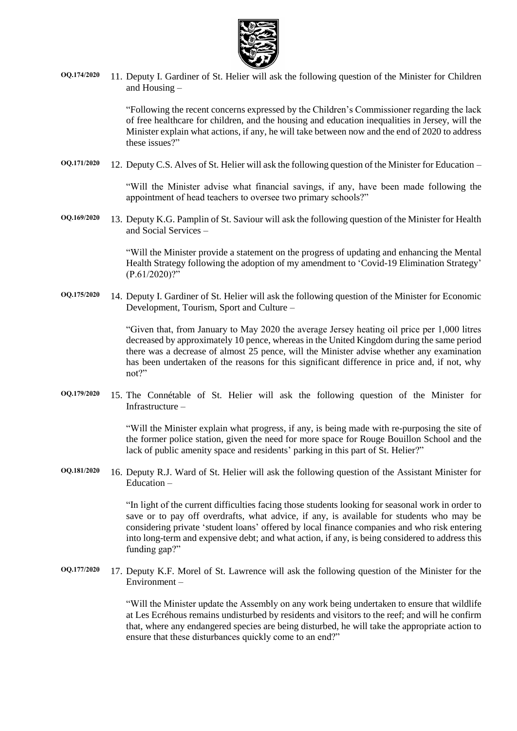**OQ.174/2020** 11. Deputy I. Gardiner of St. Helier will ask the following question of the Minister for Children and Housing –

"Following the recent concerns expressed by the Children's Commissioner regarding the lack of free healthcare for children, and the housing and education inequalities in Jersey, will the Minister explain what actions, if any, he will take between now and the end of 2020 to address these issues?"

**OQ.171/2020** 12. Deputy C.S. Alves of St. Helier will ask the following question of the Minister for Education –

"Will the Minister advise what financial savings, if any, have been made following the appointment of head teachers to oversee two primary schools?"

**OQ.169/2020** 13. Deputy K.G. Pamplin of St. Saviour will ask the following question of the Minister for Health and Social Services –

"Will the Minister provide a statement on the progress of updating and enhancing the Mental Health Strategy following the adoption of my amendment to 'Covid-19 Elimination Strategy' (P.61/2020)?"

**OQ.175/2020** 14. Deputy I. Gardiner of St. Helier will ask the following question of the Minister for Economic Development, Tourism, Sport and Culture –

"Given that, from January to May 2020 the average Jersey heating oil price per 1,000 litres decreased by approximately 10 pence, whereas in the United Kingdom during the same period there was a decrease of almost 25 pence, will the Minister advise whether any examination has been undertaken of the reasons for this significant difference in price and, if not, why not?"

**OQ.179/2020** 15. The Connétable of St. Helier will ask the following question of the Minister for Infrastructure –

"Will the Minister explain what progress, if any, is being made with re-purposing the site of the former police station, given the need for more space for Rouge Bouillon School and the lack of public amenity space and residents' parking in this part of St. Helier?"

**OQ.181/2020** 16. Deputy R.J. Ward of St. Helier will ask the following question of the Assistant Minister for Education –

"In light of the current difficulties facing those students looking for seasonal work in order to save or to pay off overdrafts, what advice, if any, is available for students who may be considering private 'student loans' offered by local finance companies and who risk entering into long-term and expensive debt; and what action, if any, is being considered to address this funding gap?"

**OQ.177/2020** 17. Deputy K.F. Morel of St. Lawrence will ask the following question of the Minister for the Environment –

"Will the Minister update the Assembly on any work being undertaken to ensure that wildlife at Les Ecréhous remains undisturbed by residents and visitors to the reef; and will he confirm that, where any endangered species are being disturbed, he will take the appropriate action to ensure that these disturbances quickly come to an end?"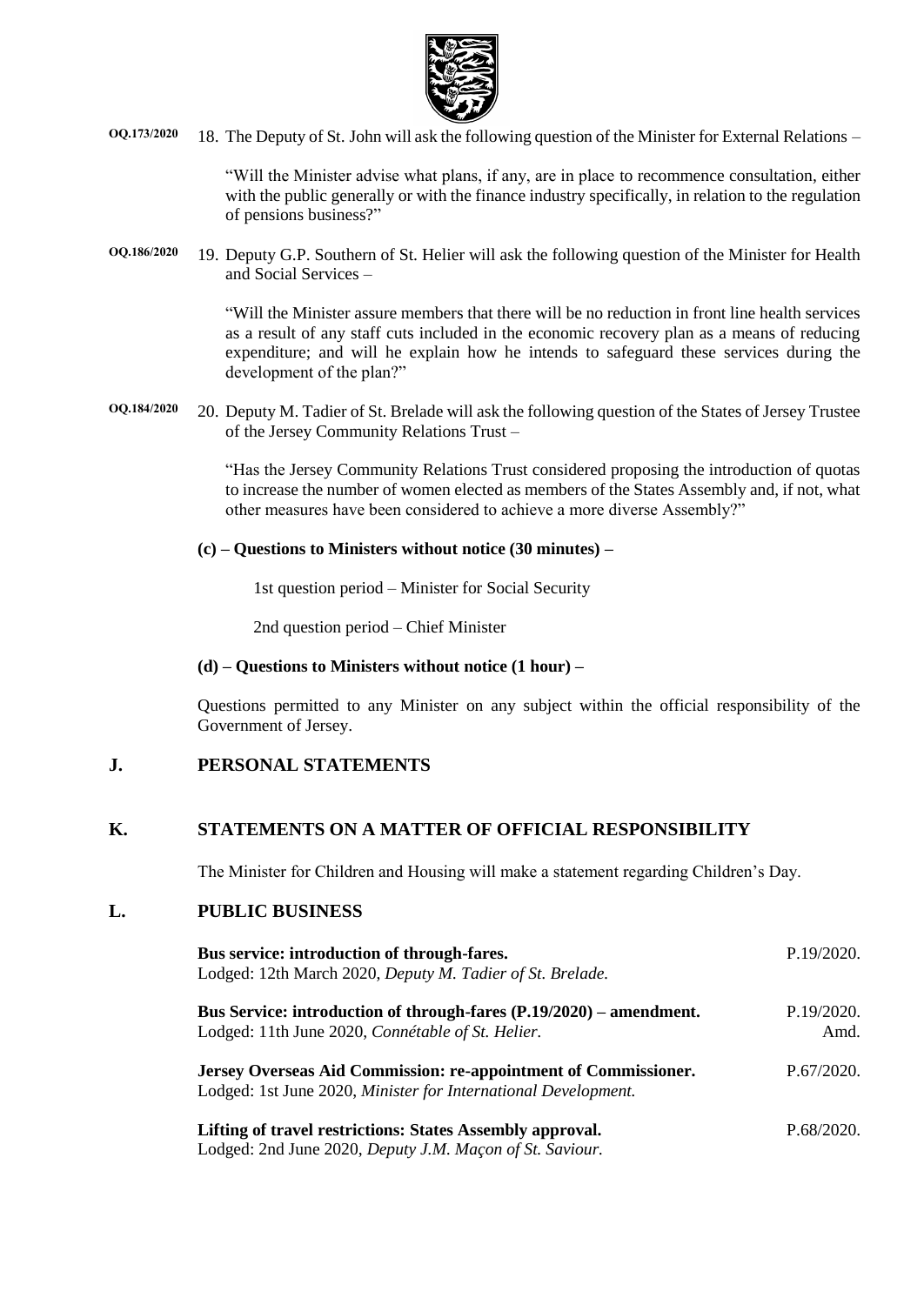**OQ.173/2020** 18. The Deputy of St. John will ask the following question of the Minister for External Relations –

"Will the Minister advise what plans, if any, are in place to recommence consultation, either with the public generally or with the finance industry specifically, in relation to the regulation of pensions business?"

**OQ.186/2020** 19. Deputy G.P. Southern of St. Helier will ask the following question of the Minister for Health and Social Services –

"Will the Minister assure members that there will be no reduction in front line health services as a result of any staff cuts included in the economic recovery plan as a means of reducing expenditure; and will he explain how he intends to safeguard these services during the development of the plan?"

**OQ.184/2020** 20. Deputy M. Tadier of St. Brelade will ask the following question of the States of Jersey Trustee of the Jersey Community Relations Trust –

"Has the Jersey Community Relations Trust considered proposing the introduction of quotas to increase the number of women elected as members of the States Assembly and, if not, what other measures have been considered to achieve a more diverse Assembly?"

**(c) – Questions to Ministers without notice (30 minutes) –**

1st question period – Minister for Social Security

2nd question period – Chief Minister

**(d) – Questions to Ministers without notice (1 hour) –**

Questions permitted to any Minister on any subject within the official responsibility of the Government of Jersey.

## J. PERSONAL STATEMENTS

## K. STATEMENTS ON A MATTER OF OFFICIAL RESPONSIBILITY

The Minister for Children and Housing will make a statement regarding Children's Day.

## L. PUBLIC BUSINESS

**Bus service: introduction of through-fares.** P.19/2020.
Lodged: 12th March 2020, *Deputy M. Tadier of St. Brelade.*

**Bus Service: introduction of through-fares (P.19/2020) – amendment.** P.19/2020. Amd.
Lodged: 11th June 2020, *Connétable of St. Helier.*

**Jersey Overseas Aid Commission: re-appointment of Commissioner.** P.67/2020.
Lodged: 1st June 2020, *Minister for International Development.*

**Lifting of travel restrictions: States Assembly approval.** P.68/2020.
Lodged: 2nd June 2020, *Deputy J.M. Maçon of St. Saviour.*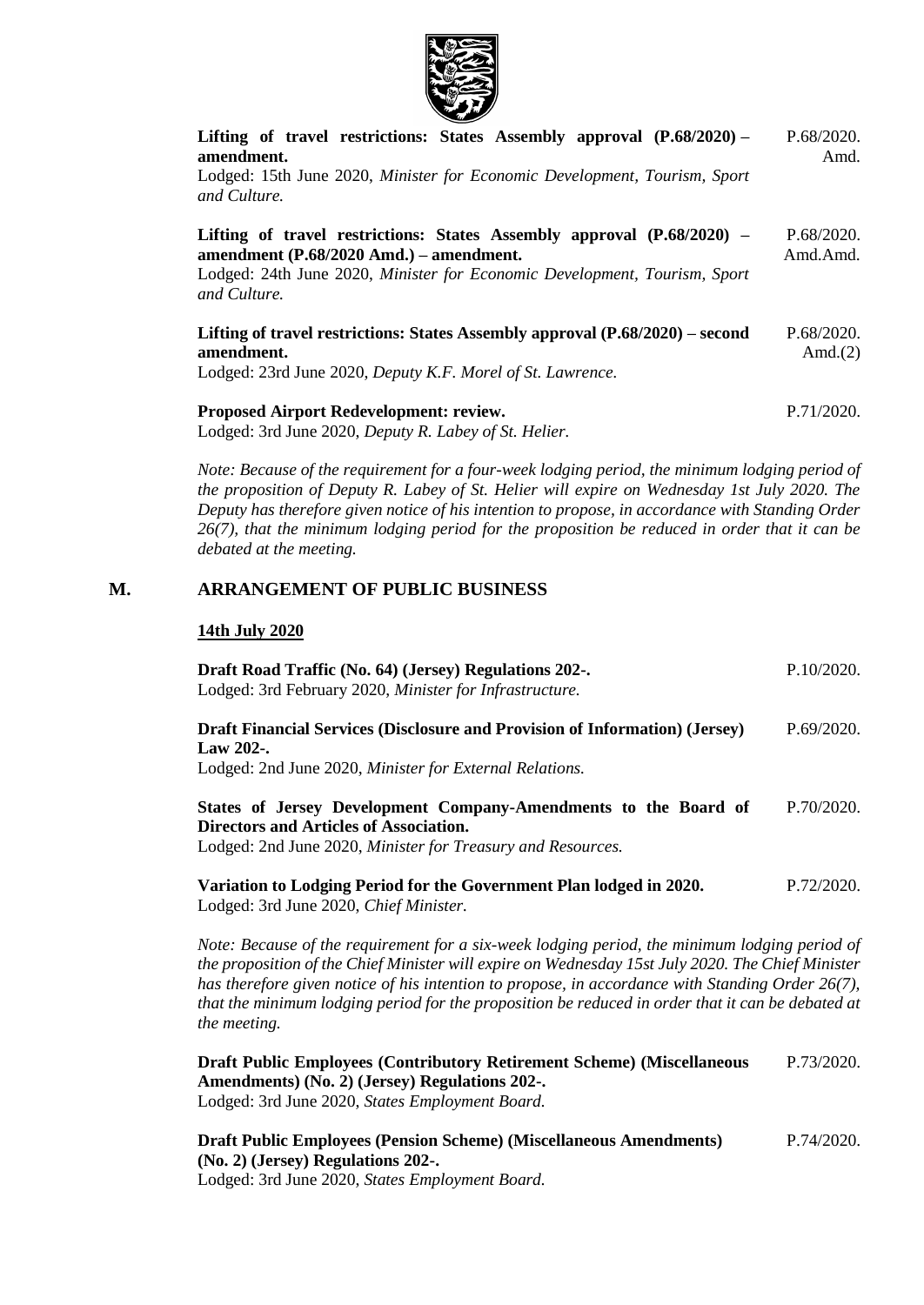**Lifting of travel restrictions: States Assembly approval (P.68/2020) – amendment.** P.68/2020. Amd.
Lodged: 15th June 2020, *Minister for Economic Development, Tourism, Sport and Culture.*

**Lifting of travel restrictions: States Assembly approval (P.68/2020) – amendment (P.68/2020 Amd.) – amendment.** P.68/2020. Amd.Amd.
Lodged: 24th June 2020, *Minister for Economic Development, Tourism, Sport and Culture.*

**Lifting of travel restrictions: States Assembly approval (P.68/2020) – second amendment.** P.68/2020. Amd.(2)
Lodged: 23rd June 2020, *Deputy K.F. Morel of St. Lawrence.*

**Proposed Airport Redevelopment: review.** P.71/2020.
Lodged: 3rd June 2020, *Deputy R. Labey of St. Helier.*

*Note: Because of the requirement for a four-week lodging period, the minimum lodging period of the proposition of Deputy R. Labey of St. Helier will expire on Wednesday 1st July 2020. The Deputy has therefore given notice of his intention to propose, in accordance with Standing Order 26(7), that the minimum lodging period for the proposition be reduced in order that it can be debated at the meeting.*

## M. ARRANGEMENT OF PUBLIC BUSINESS

**14th July 2020**

**Draft Road Traffic (No. 64) (Jersey) Regulations 202-.** P.10/2020.
Lodged: 3rd February 2020, *Minister for Infrastructure.*

**Draft Financial Services (Disclosure and Provision of Information) (Jersey) Law 202-.** P.69/2020.
Lodged: 2nd June 2020, *Minister for External Relations.*

**States of Jersey Development Company-Amendments to the Board of Directors and Articles of Association.** P.70/2020.
Lodged: 2nd June 2020, *Minister for Treasury and Resources.*

**Variation to Lodging Period for the Government Plan lodged in 2020.** P.72/2020.
Lodged: 3rd June 2020, *Chief Minister.*

*Note: Because of the requirement for a six-week lodging period, the minimum lodging period of the proposition of the Chief Minister will expire on Wednesday 15st July 2020. The Chief Minister has therefore given notice of his intention to propose, in accordance with Standing Order 26(7), that the minimum lodging period for the proposition be reduced in order that it can be debated at the meeting.*

**Draft Public Employees (Contributory Retirement Scheme) (Miscellaneous Amendments) (No. 2) (Jersey) Regulations 202-.** P.73/2020.
Lodged: 3rd June 2020, *States Employment Board.*

**Draft Public Employees (Pension Scheme) (Miscellaneous Amendments) (No. 2) (Jersey) Regulations 202-.** P.74/2020.
Lodged: 3rd June 2020, *States Employment Board.*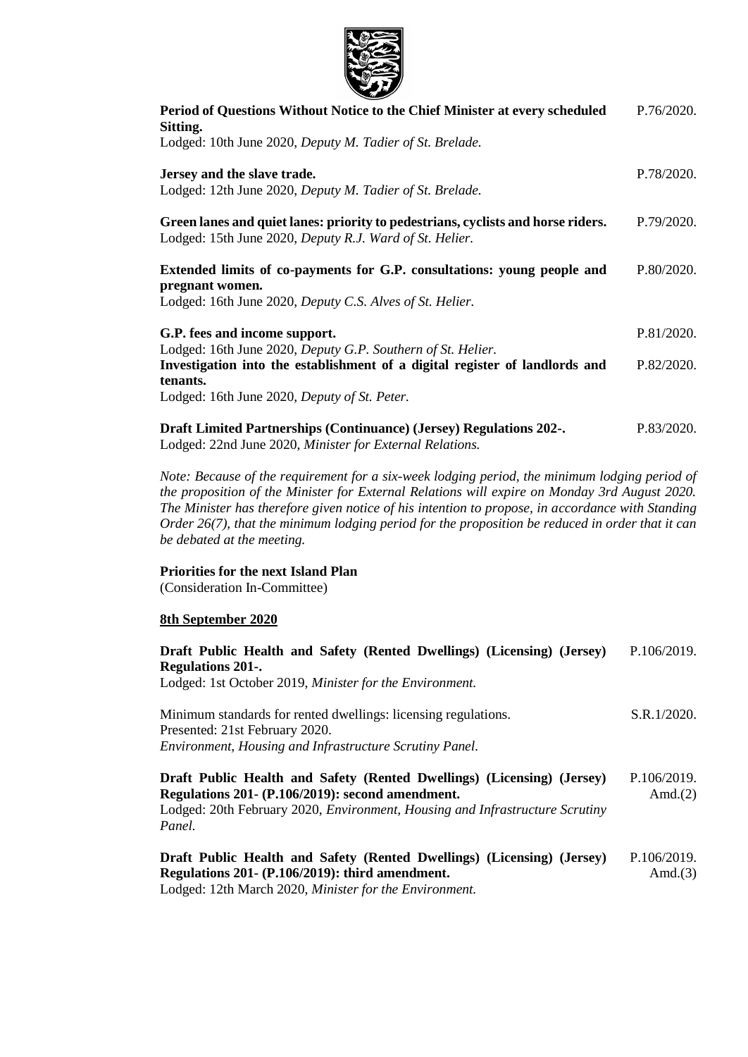**Period of Questions Without Notice to the Chief Minister at every scheduled Sitting.** P.76/2020.
Lodged: 10th June 2020, *Deputy M. Tadier of St. Brelade.*

**Jersey and the slave trade.** P.78/2020.
Lodged: 12th June 2020, *Deputy M. Tadier of St. Brelade.*

**Green lanes and quiet lanes: priority to pedestrians, cyclists and horse riders.** P.79/2020.
Lodged: 15th June 2020, *Deputy R.J. Ward of St. Helier.*

**Extended limits of co-payments for G.P. consultations: young people and pregnant women.** P.80/2020.
Lodged: 16th June 2020, *Deputy C.S. Alves of St. Helier.*

**G.P. fees and income support.** P.81/2020.
Lodged: 16th June 2020, *Deputy G.P. Southern of St. Helier.*

**Investigation into the establishment of a digital register of landlords and tenants.** P.82/2020.
Lodged: 16th June 2020, *Deputy of St. Peter.*

**Draft Limited Partnerships (Continuance) (Jersey) Regulations 202-.** P.83/2020.
Lodged: 22nd June 2020, *Minister for External Relations.*

*Note: Because of the requirement for a six-week lodging period, the minimum lodging period of the proposition of the Minister for External Relations will expire on Monday 3rd August 2020. The Minister has therefore given notice of his intention to propose, in accordance with Standing Order 26(7), that the minimum lodging period for the proposition be reduced in order that it can be debated at the meeting.*

**Priorities for the next Island Plan**
(Consideration In-Committee)

**8th September 2020**

**Draft Public Health and Safety (Rented Dwellings) (Licensing) (Jersey) Regulations 201-.** P.106/2019.
Lodged: 1st October 2019, *Minister for the Environment.*

Minimum standards for rented dwellings: licensing regulations. S.R.1/2020.
Presented: 21st February 2020.
*Environment, Housing and Infrastructure Scrutiny Panel.*

**Draft Public Health and Safety (Rented Dwellings) (Licensing) (Jersey) Regulations 201- (P.106/2019): second amendment.** P.106/2019. Amd.(2)
Lodged: 20th February 2020, *Environment, Housing and Infrastructure Scrutiny Panel.*

**Draft Public Health and Safety (Rented Dwellings) (Licensing) (Jersey) Regulations 201- (P.106/2019): third amendment.** P.106/2019. Amd.(3)
Lodged: 12th March 2020, *Minister for the Environment.*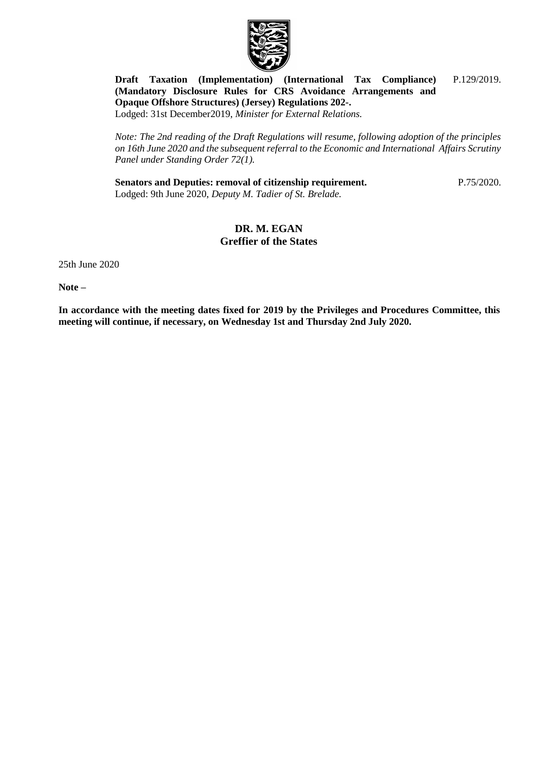**Draft Taxation (Implementation) (International Tax Compliance) (Mandatory Disclosure Rules for CRS Avoidance Arrangements and Opaque Offshore Structures) (Jersey) Regulations 202-.** P.129/2019.
Lodged: 31st December2019, *Minister for External Relations.*

*Note: The 2nd reading of the Draft Regulations will resume, following adoption of the principles on 16th June 2020 and the subsequent referral to the Economic and International Affairs Scrutiny Panel under Standing Order 72(1).*

**Senators and Deputies: removal of citizenship requirement.** P.75/2020.
Lodged: 9th June 2020, *Deputy M. Tadier of St. Brelade.*

**DR. M. EGAN**
**Greffier of the States**

25th June 2020

**Note –**

**In accordance with the meeting dates fixed for 2019 by the Privileges and Procedures Committee, this meeting will continue, if necessary, on Wednesday 1st and Thursday 2nd July 2020.**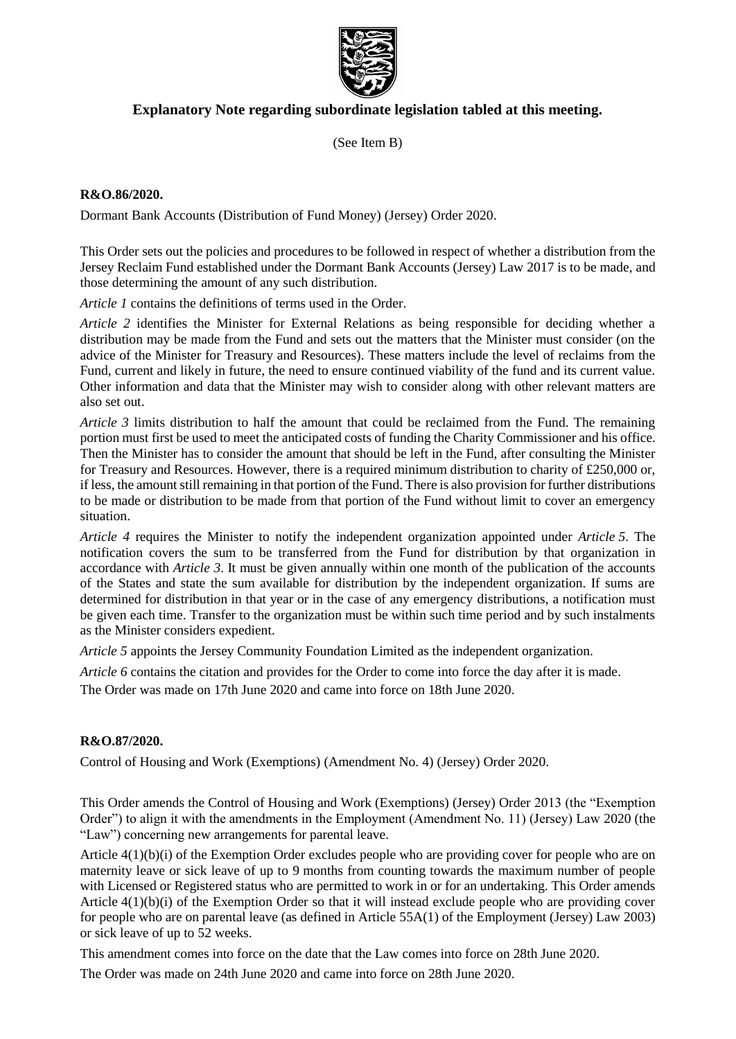## Explanatory Note regarding subordinate legislation tabled at this meeting.

(See Item B)

**R&O.86/2020.**

Dormant Bank Accounts (Distribution of Fund Money) (Jersey) Order 2020.

This Order sets out the policies and procedures to be followed in respect of whether a distribution from the Jersey Reclaim Fund established under the Dormant Bank Accounts (Jersey) Law 2017 is to be made, and those determining the amount of any such distribution.

*Article 1* contains the definitions of terms used in the Order.

*Article 2* identifies the Minister for External Relations as being responsible for deciding whether a distribution may be made from the Fund and sets out the matters that the Minister must consider (on the advice of the Minister for Treasury and Resources). These matters include the level of reclaims from the Fund, current and likely in future, the need to ensure continued viability of the fund and its current value. Other information and data that the Minister may wish to consider along with other relevant matters are also set out.

*Article 3* limits distribution to half the amount that could be reclaimed from the Fund. The remaining portion must first be used to meet the anticipated costs of funding the Charity Commissioner and his office. Then the Minister has to consider the amount that should be left in the Fund, after consulting the Minister for Treasury and Resources. However, there is a required minimum distribution to charity of £250,000 or, if less, the amount still remaining in that portion of the Fund. There is also provision for further distributions to be made or distribution to be made from that portion of the Fund without limit to cover an emergency situation.

*Article 4* requires the Minister to notify the independent organization appointed under *Article 5*. The notification covers the sum to be transferred from the Fund for distribution by that organization in accordance with *Article 3*. It must be given annually within one month of the publication of the accounts of the States and state the sum available for distribution by the independent organization. If sums are determined for distribution in that year or in the case of any emergency distributions, a notification must be given each time. Transfer to the organization must be within such time period and by such instalments as the Minister considers expedient.

*Article 5* appoints the Jersey Community Foundation Limited as the independent organization.

*Article 6* contains the citation and provides for the Order to come into force the day after it is made.

The Order was made on 17th June 2020 and came into force on 18th June 2020.

**R&O.87/2020.**

Control of Housing and Work (Exemptions) (Amendment No. 4) (Jersey) Order 2020.

This Order amends the Control of Housing and Work (Exemptions) (Jersey) Order 2013 (the "Exemption Order") to align it with the amendments in the Employment (Amendment No. 11) (Jersey) Law 2020 (the "Law") concerning new arrangements for parental leave.

Article 4(1)(b)(i) of the Exemption Order excludes people who are providing cover for people who are on maternity leave or sick leave of up to 9 months from counting towards the maximum number of people with Licensed or Registered status who are permitted to work in or for an undertaking. This Order amends Article 4(1)(b)(i) of the Exemption Order so that it will instead exclude people who are providing cover for people who are on parental leave (as defined in Article 55A(1) of the Employment (Jersey) Law 2003) or sick leave of up to 52 weeks.

This amendment comes into force on the date that the Law comes into force on 28th June 2020.

The Order was made on 24th June 2020 and came into force on 28th June 2020.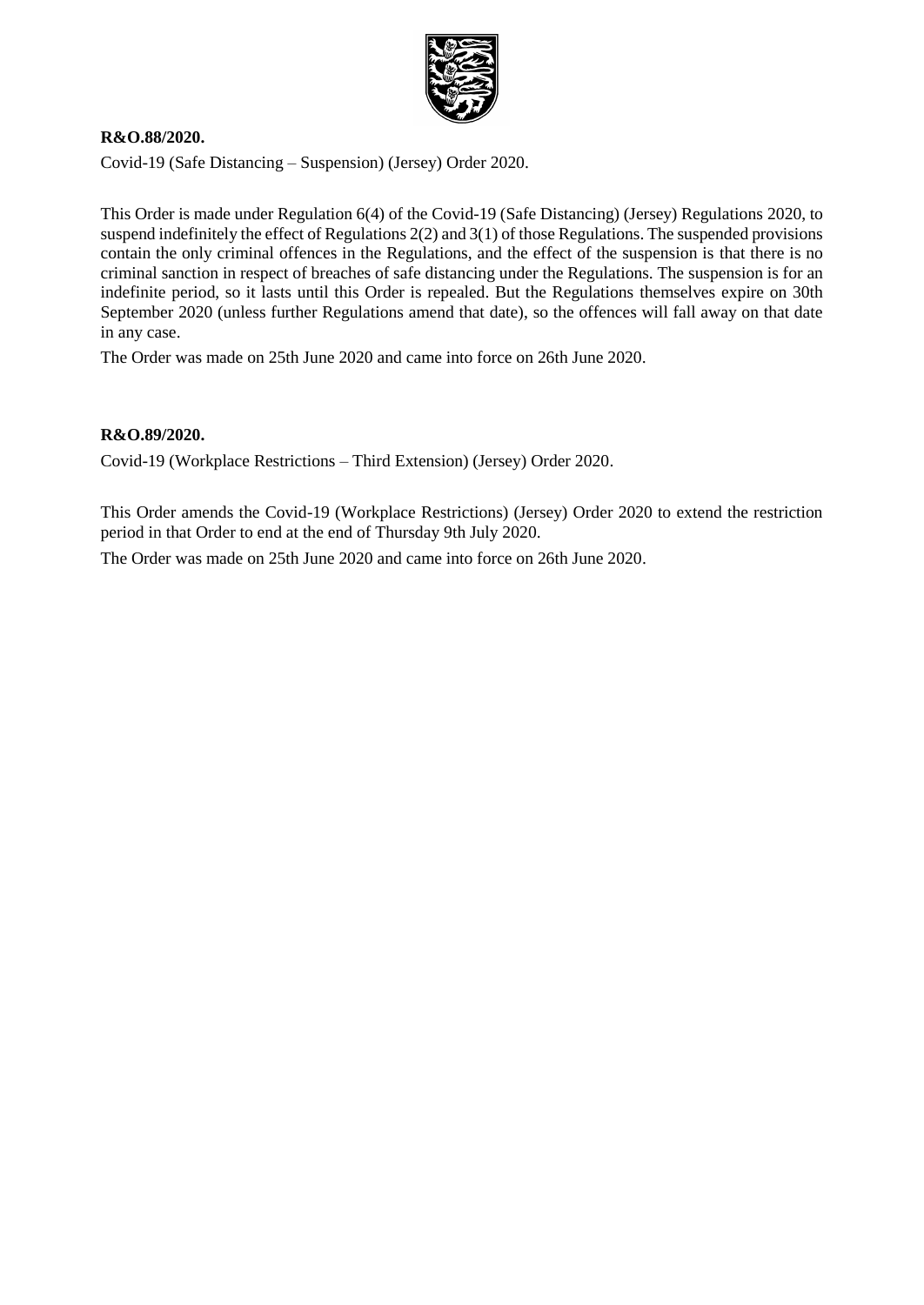**R&O.88/2020.**

Covid-19 (Safe Distancing – Suspension) (Jersey) Order 2020.

This Order is made under Regulation 6(4) of the Covid-19 (Safe Distancing) (Jersey) Regulations 2020, to suspend indefinitely the effect of Regulations 2(2) and 3(1) of those Regulations. The suspended provisions contain the only criminal offences in the Regulations, and the effect of the suspension is that there is no criminal sanction in respect of breaches of safe distancing under the Regulations. The suspension is for an indefinite period, so it lasts until this Order is repealed. But the Regulations themselves expire on 30th September 2020 (unless further Regulations amend that date), so the offences will fall away on that date in any case.

The Order was made on 25th June 2020 and came into force on 26th June 2020.

**R&O.89/2020.**

Covid-19 (Workplace Restrictions – Third Extension) (Jersey) Order 2020.

This Order amends the Covid-19 (Workplace Restrictions) (Jersey) Order 2020 to extend the restriction period in that Order to end at the end of Thursday 9th July 2020.

The Order was made on 25th June 2020 and came into force on 26th June 2020.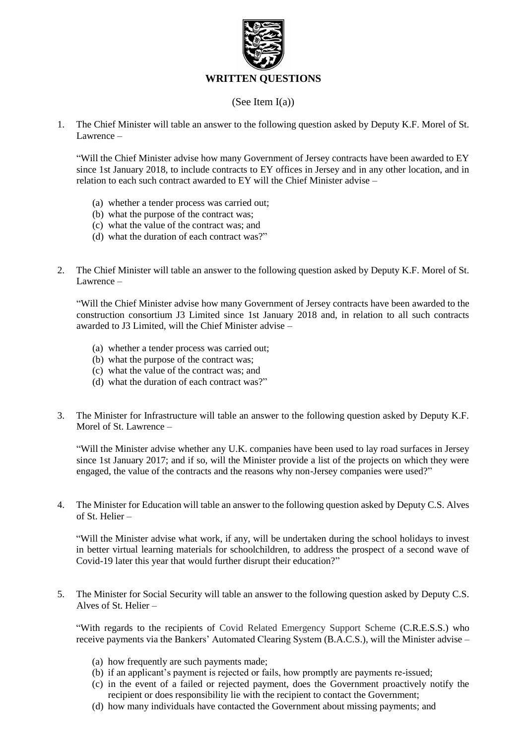## WRITTEN QUESTIONS

(See Item I(a))

1. The Chief Minister will table an answer to the following question asked by Deputy K.F. Morel of St. Lawrence –

   "Will the Chief Minister advise how many Government of Jersey contracts have been awarded to EY since 1st January 2018, to include contracts to EY offices in Jersey and in any other location, and in relation to each such contract awarded to EY will the Chief Minister advise –

   (a) whether a tender process was carried out;
   (b) what the purpose of the contract was;
   (c) what the value of the contract was; and
   (d) what the duration of each contract was?"

2. The Chief Minister will table an answer to the following question asked by Deputy K.F. Morel of St. Lawrence –

   "Will the Chief Minister advise how many Government of Jersey contracts have been awarded to the construction consortium J3 Limited since 1st January 2018 and, in relation to all such contracts awarded to J3 Limited, will the Chief Minister advise –

   (a) whether a tender process was carried out;
   (b) what the purpose of the contract was;
   (c) what the value of the contract was; and
   (d) what the duration of each contract was?"

3. The Minister for Infrastructure will table an answer to the following question asked by Deputy K.F. Morel of St. Lawrence –

   "Will the Minister advise whether any U.K. companies have been used to lay road surfaces in Jersey since 1st January 2017; and if so, will the Minister provide a list of the projects on which they were engaged, the value of the contracts and the reasons why non-Jersey companies were used?"

4. The Minister for Education will table an answer to the following question asked by Deputy C.S. Alves of St. Helier –

   "Will the Minister advise what work, if any, will be undertaken during the school holidays to invest in better virtual learning materials for schoolchildren, to address the prospect of a second wave of Covid-19 later this year that would further disrupt their education?"

5. The Minister for Social Security will table an answer to the following question asked by Deputy C.S. Alves of St. Helier –

   "With regards to the recipients of Covid Related Emergency Support Scheme (C.R.E.S.S.) who receive payments via the Bankers' Automated Clearing System (B.A.C.S.), will the Minister advise –

   (a) how frequently are such payments made;
   (b) if an applicant's payment is rejected or fails, how promptly are payments re-issued;
   (c) in the event of a failed or rejected payment, does the Government proactively notify the recipient or does responsibility lie with the recipient to contact the Government;
   (d) how many individuals have contacted the Government about missing payments; and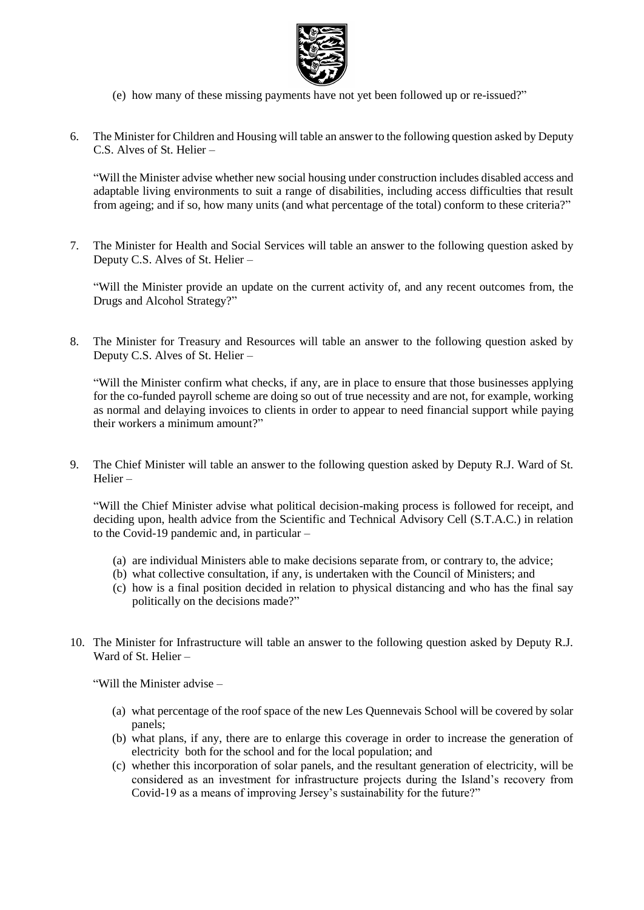(e) how many of these missing payments have not yet been followed up or re-issued?"

6. The Minister for Children and Housing will table an answer to the following question asked by Deputy C.S. Alves of St. Helier –

   "Will the Minister advise whether new social housing under construction includes disabled access and adaptable living environments to suit a range of disabilities, including access difficulties that result from ageing; and if so, how many units (and what percentage of the total) conform to these criteria?"

7. The Minister for Health and Social Services will table an answer to the following question asked by Deputy C.S. Alves of St. Helier –

   "Will the Minister provide an update on the current activity of, and any recent outcomes from, the Drugs and Alcohol Strategy?"

8. The Minister for Treasury and Resources will table an answer to the following question asked by Deputy C.S. Alves of St. Helier –

   "Will the Minister confirm what checks, if any, are in place to ensure that those businesses applying for the co-funded payroll scheme are doing so out of true necessity and are not, for example, working as normal and delaying invoices to clients in order to appear to need financial support while paying their workers a minimum amount?"

9. The Chief Minister will table an answer to the following question asked by Deputy R.J. Ward of St. Helier –

   "Will the Chief Minister advise what political decision-making process is followed for receipt, and deciding upon, health advice from the Scientific and Technical Advisory Cell (S.T.A.C.) in relation to the Covid-19 pandemic and, in particular –

   (a) are individual Ministers able to make decisions separate from, or contrary to, the advice;
   (b) what collective consultation, if any, is undertaken with the Council of Ministers; and
   (c) how is a final position decided in relation to physical distancing and who has the final say politically on the decisions made?"

10. The Minister for Infrastructure will table an answer to the following question asked by Deputy R.J. Ward of St. Helier –

    "Will the Minister advise –

    (a) what percentage of the roof space of the new Les Quennevais School will be covered by solar panels;
    (b) what plans, if any, there are to enlarge this coverage in order to increase the generation of electricity both for the school and for the local population; and
    (c) whether this incorporation of solar panels, and the resultant generation of electricity, will be considered as an investment for infrastructure projects during the Island's recovery from Covid-19 as a means of improving Jersey's sustainability for the future?"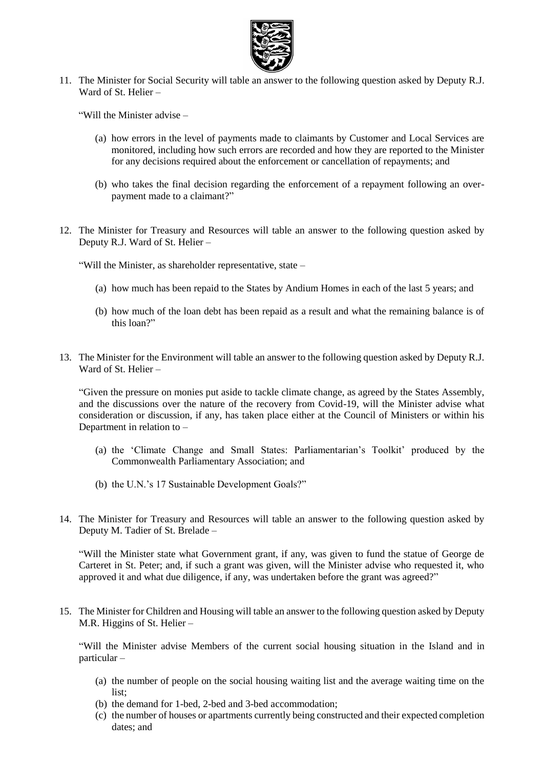11. The Minister for Social Security will table an answer to the following question asked by Deputy R.J. Ward of St. Helier –

    "Will the Minister advise –

    (a) how errors in the level of payments made to claimants by Customer and Local Services are monitored, including how such errors are recorded and how they are reported to the Minister for any decisions required about the enforcement or cancellation of repayments; and

    (b) who takes the final decision regarding the enforcement of a repayment following an over-payment made to a claimant?"

12. The Minister for Treasury and Resources will table an answer to the following question asked by Deputy R.J. Ward of St. Helier –

    "Will the Minister, as shareholder representative, state –

    (a) how much has been repaid to the States by Andium Homes in each of the last 5 years; and

    (b) how much of the loan debt has been repaid as a result and what the remaining balance is of this loan?"

13. The Minister for the Environment will table an answer to the following question asked by Deputy R.J. Ward of St. Helier –

    "Given the pressure on monies put aside to tackle climate change, as agreed by the States Assembly, and the discussions over the nature of the recovery from Covid-19, will the Minister advise what consideration or discussion, if any, has taken place either at the Council of Ministers or within his Department in relation to –

    (a) the 'Climate Change and Small States: Parliamentarian's Toolkit' produced by the Commonwealth Parliamentary Association; and

    (b) the U.N.'s 17 Sustainable Development Goals?"

14. The Minister for Treasury and Resources will table an answer to the following question asked by Deputy M. Tadier of St. Brelade –

    "Will the Minister state what Government grant, if any, was given to fund the statue of George de Carteret in St. Peter; and, if such a grant was given, will the Minister advise who requested it, who approved it and what due diligence, if any, was undertaken before the grant was agreed?"

15. The Minister for Children and Housing will table an answer to the following question asked by Deputy M.R. Higgins of St. Helier –

    "Will the Minister advise Members of the current social housing situation in the Island and in particular –

    (a) the number of people on the social housing waiting list and the average waiting time on the list;
    (b) the demand for 1-bed, 2-bed and 3-bed accommodation;
    (c) the number of houses or apartments currently being constructed and their expected completion dates; and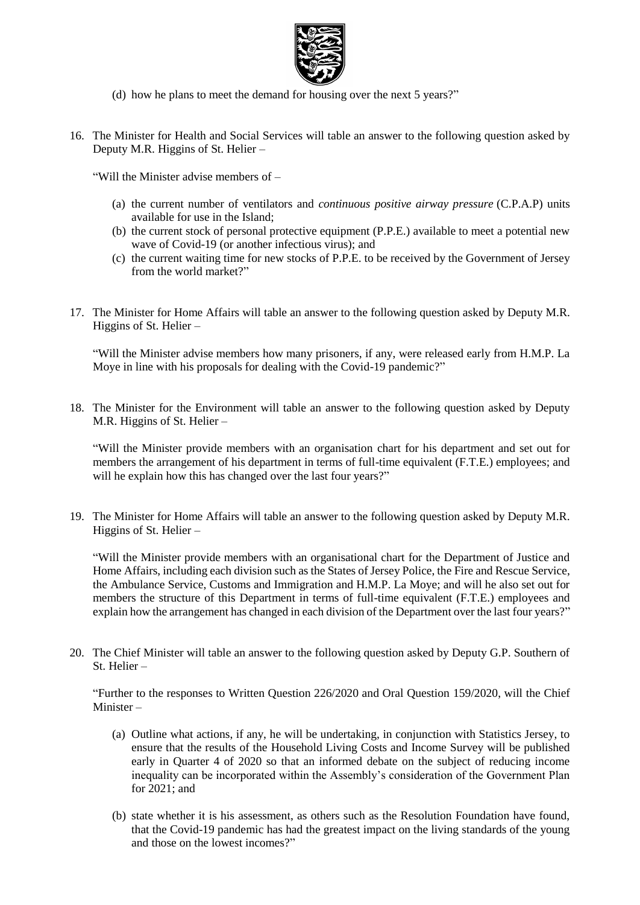(d) how he plans to meet the demand for housing over the next 5 years?"

16. The Minister for Health and Social Services will table an answer to the following question asked by Deputy M.R. Higgins of St. Helier –

    "Will the Minister advise members of –

    (a) the current number of ventilators and *continuous positive airway pressure* (C.P.A.P) units available for use in the Island;
    (b) the current stock of personal protective equipment (P.P.E.) available to meet a potential new wave of Covid-19 (or another infectious virus); and
    (c) the current waiting time for new stocks of P.P.E. to be received by the Government of Jersey from the world market?"

17. The Minister for Home Affairs will table an answer to the following question asked by Deputy M.R. Higgins of St. Helier –

    "Will the Minister advise members how many prisoners, if any, were released early from H.M.P. La Moye in line with his proposals for dealing with the Covid-19 pandemic?"

18. The Minister for the Environment will table an answer to the following question asked by Deputy M.R. Higgins of St. Helier –

    "Will the Minister provide members with an organisation chart for his department and set out for members the arrangement of his department in terms of full-time equivalent (F.T.E.) employees; and will he explain how this has changed over the last four years?"

19. The Minister for Home Affairs will table an answer to the following question asked by Deputy M.R. Higgins of St. Helier –

    "Will the Minister provide members with an organisational chart for the Department of Justice and Home Affairs, including each division such as the States of Jersey Police, the Fire and Rescue Service, the Ambulance Service, Customs and Immigration and H.M.P. La Moye; and will he also set out for members the structure of this Department in terms of full-time equivalent (F.T.E.) employees and explain how the arrangement has changed in each division of the Department over the last four years?"

20. The Chief Minister will table an answer to the following question asked by Deputy G.P. Southern of St. Helier –

    "Further to the responses to Written Question 226/2020 and Oral Question 159/2020, will the Chief Minister –

    (a) Outline what actions, if any, he will be undertaking, in conjunction with Statistics Jersey, to ensure that the results of the Household Living Costs and Income Survey will be published early in Quarter 4 of 2020 so that an informed debate on the subject of reducing income inequality can be incorporated within the Assembly's consideration of the Government Plan for 2021; and

    (b) state whether it is his assessment, as others such as the Resolution Foundation have found, that the Covid-19 pandemic has had the greatest impact on the living standards of the young and those on the lowest incomes?"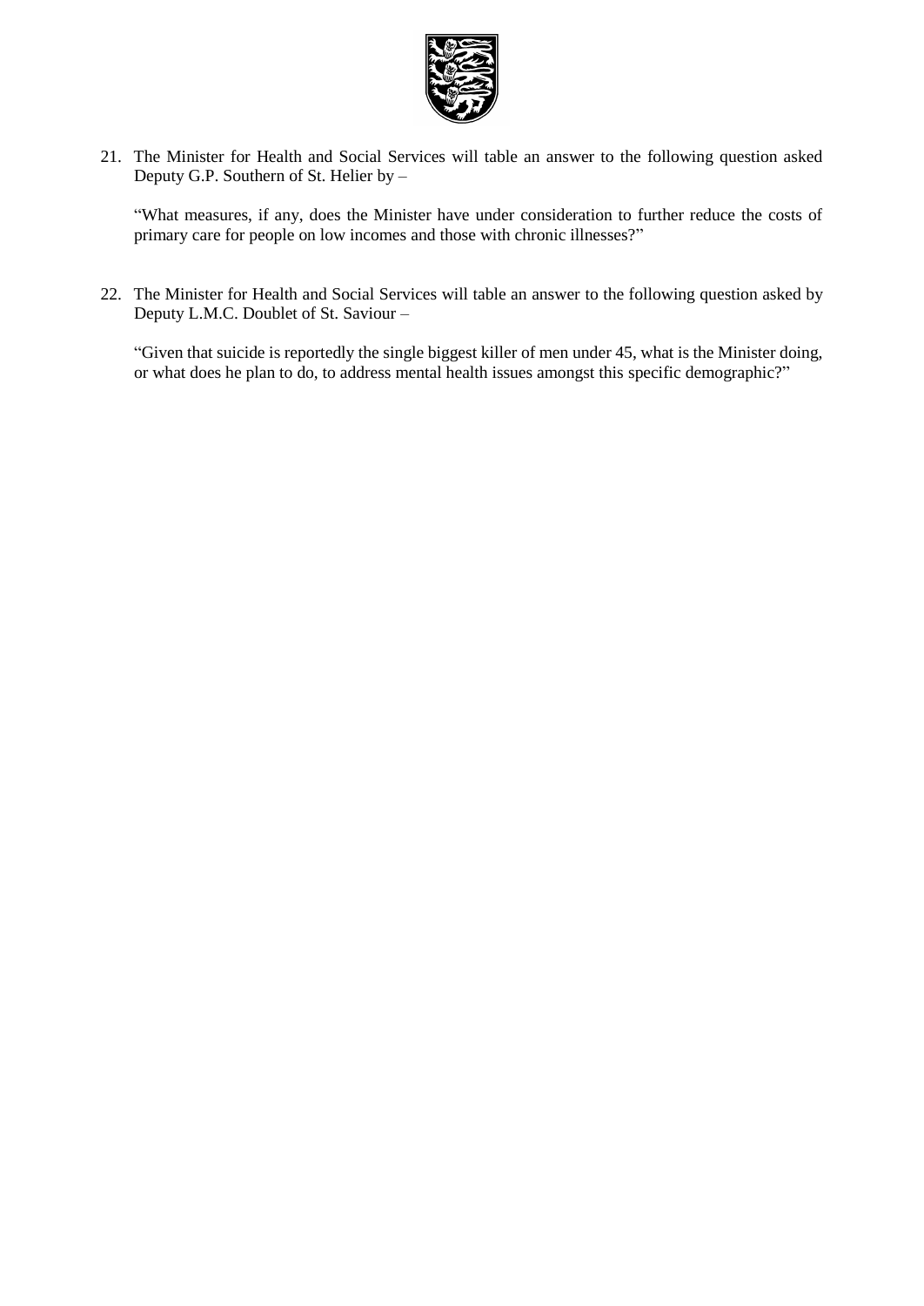21. The Minister for Health and Social Services will table an answer to the following question asked Deputy G.P. Southern of St. Helier by –

    "What measures, if any, does the Minister have under consideration to further reduce the costs of primary care for people on low incomes and those with chronic illnesses?"

22. The Minister for Health and Social Services will table an answer to the following question asked by Deputy L.M.C. Doublet of St. Saviour –

    "Given that suicide is reportedly the single biggest killer of men under 45, what is the Minister doing, or what does he plan to do, to address mental health issues amongst this specific demographic?"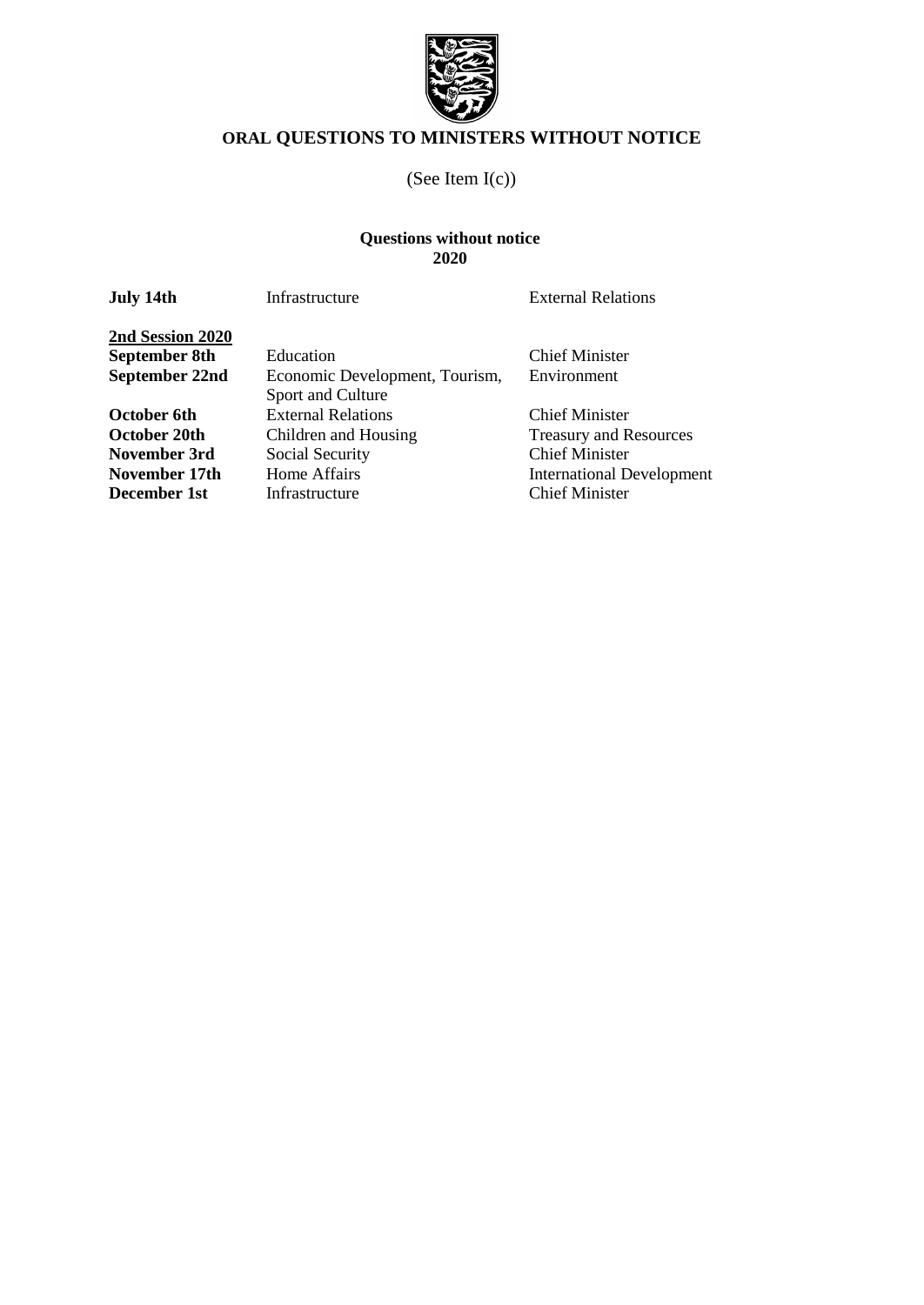# ORAL QUESTIONS TO MINISTERS WITHOUT NOTICE

(See Item I(c))

**Questions without notice**
**2020**

| | | |
|---|---|---|
| **July 14th** | Infrastructure | External Relations |
| **2nd Session 2020** | | |
| **September 8th** | Education | Chief Minister |
| **September 22nd** | Economic Development, Tourism, Sport and Culture | Environment |
| **October 6th** | External Relations | Chief Minister |
| **October 20th** | Children and Housing | Treasury and Resources |
| **November 3rd** | Social Security | Chief Minister |
| **November 17th** | Home Affairs | International Development |
| **December 1st** | Infrastructure | Chief Minister |